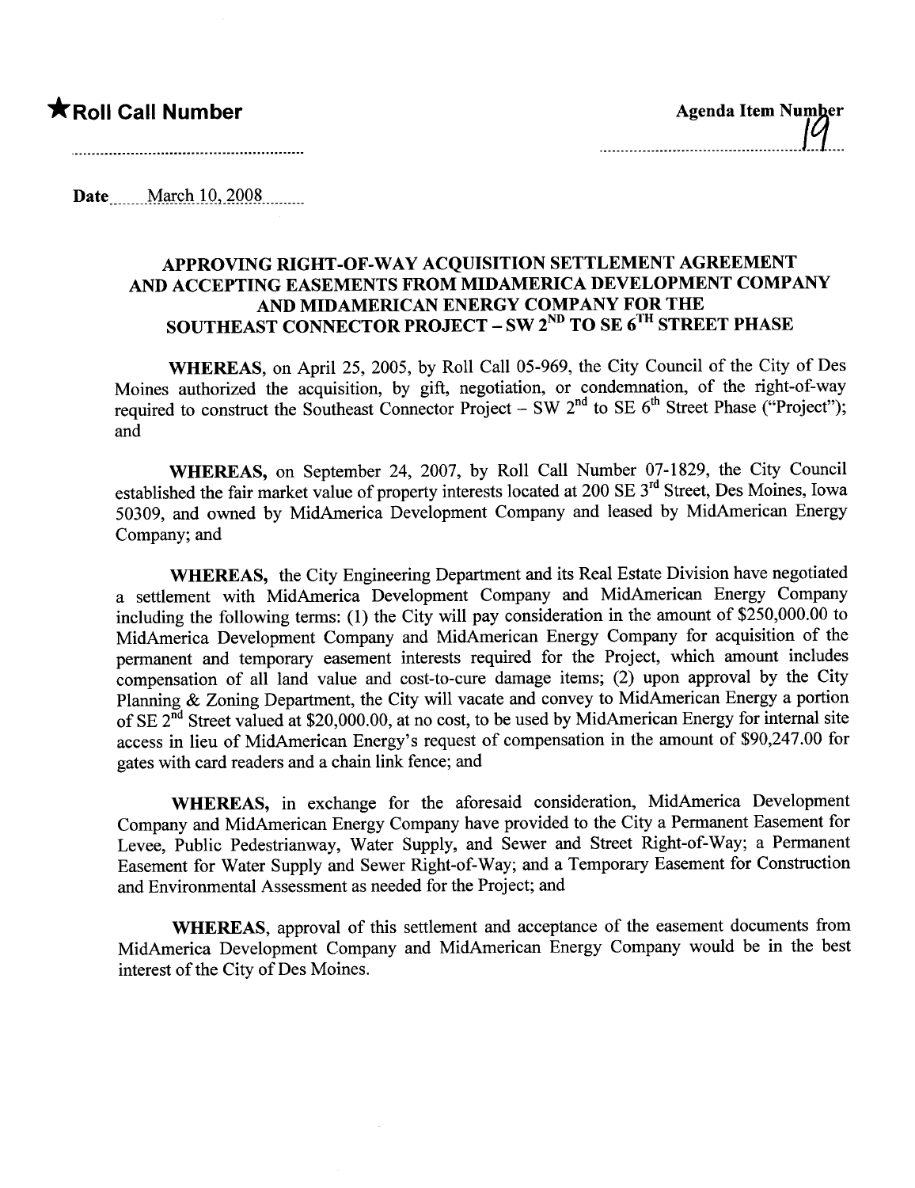★**Roll Call Number** ..........................................................

**Agenda Item Number** ..........19....

**Date** March 10, 2008

## APPROVING RIGHT-OF-WAY ACQUISITION SETTLEMENT AGREEMENT AND ACCEPTING EASEMENTS FROM MIDAMERICA DEVELOPMENT COMPANY AND MIDAMERICAN ENERGY COMPANY FOR THE SOUTHEAST CONNECTOR PROJECT – SW 2ND TO SE 6TH STREET PHASE

**WHEREAS,** on April 25, 2005, by Roll Call 05-969, the City Council of the City of Des Moines authorized the acquisition, by gift, negotiation, or condemnation, of the right-of-way required to construct the Southeast Connector Project – SW 2nd to SE 6th Street Phase ("Project"); and

**WHEREAS,** on September 24, 2007, by Roll Call Number 07-1829, the City Council established the fair market value of property interests located at 200 SE 3rd Street, Des Moines, Iowa 50309, and owned by MidAmerica Development Company and leased by MidAmerican Energy Company; and

**WHEREAS,** the City Engineering Department and its Real Estate Division have negotiated a settlement with MidAmerica Development Company and MidAmerican Energy Company including the following terms: (1) the City will pay consideration in the amount of $250,000.00 to MidAmerica Development Company and MidAmerican Energy Company for acquisition of the permanent and temporary easement interests required for the Project, which amount includes compensation of all land value and cost-to-cure damage items; (2) upon approval by the City Planning & Zoning Department, the City will vacate and convey to MidAmerican Energy a portion of SE 2nd Street valued at $20,000.00, at no cost, to be used by MidAmerican Energy for internal site access in lieu of MidAmerican Energy's request of compensation in the amount of $90,247.00 for gates with card readers and a chain link fence; and

**WHEREAS,** in exchange for the aforesaid consideration, MidAmerica Development Company and MidAmerican Energy Company have provided to the City a Permanent Easement for Levee, Public Pedestrianway, Water Supply, and Sewer and Street Right-of-Way; a Permanent Easement for Water Supply and Sewer Right-of-Way; and a Temporary Easement for Construction and Environmental Assessment as needed for the Project; and

**WHEREAS,** approval of this settlement and acceptance of the easement documents from MidAmerica Development Company and MidAmerican Energy Company would be in the best interest of the City of Des Moines.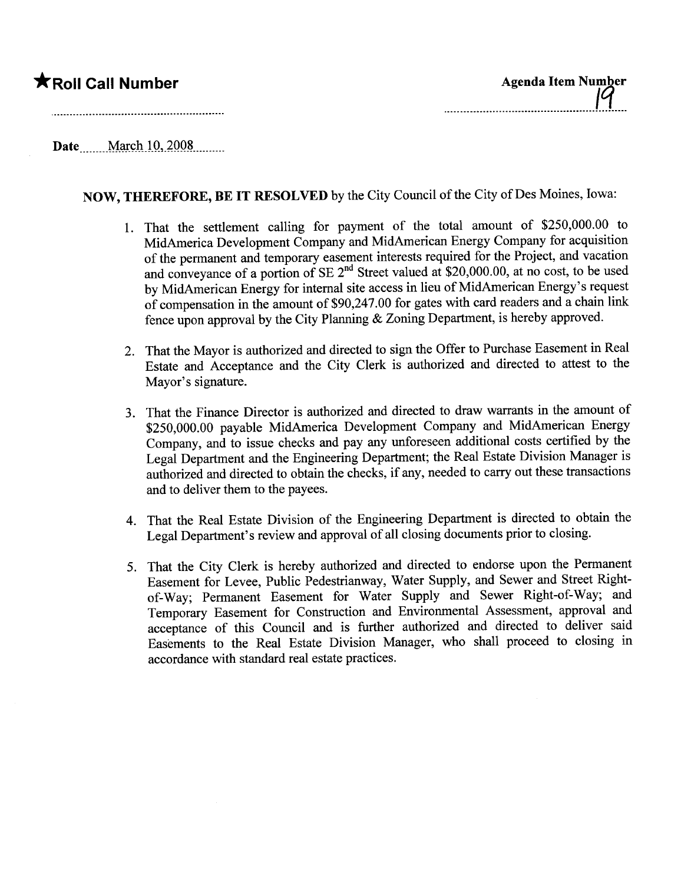★**Roll Call Number**

**Agenda Item Number** 19

Date March 10, 2008

**NOW, THEREFORE, BE IT RESOLVED** by the City Council of the City of Des Moines, Iowa:

1. That the settlement calling for payment of the total amount of $250,000.00 to MidAmerica Development Company and MidAmerican Energy Company for acquisition of the permanent and temporary easement interests required for the Project, and vacation and conveyance of a portion of SE 2nd Street valued at $20,000.00, at no cost, to be used by MidAmerican Energy for internal site access in lieu of MidAmerican Energy's request of compensation in the amount of $90,247.00 for gates with card readers and a chain link fence upon approval by the City Planning & Zoning Department, is hereby approved.

2. That the Mayor is authorized and directed to sign the Offer to Purchase Easement in Real Estate and Acceptance and the City Clerk is authorized and directed to attest to the Mayor's signature.

3. That the Finance Director is authorized and directed to draw warrants in the amount of $250,000.00 payable MidAmerica Development Company and MidAmerican Energy Company, and to issue checks and pay any unforeseen additional costs certified by the Legal Department and the Engineering Department; the Real Estate Division Manager is authorized and directed to obtain the checks, if any, needed to carry out these transactions and to deliver them to the payees.

4. That the Real Estate Division of the Engineering Department is directed to obtain the Legal Department's review and approval of all closing documents prior to closing.

5. That the City Clerk is hereby authorized and directed to endorse upon the Permanent Easement for Levee, Public Pedestrianway, Water Supply, and Sewer and Street Right-of-Way; Permanent Easement for Water Supply and Sewer Right-of-Way; and Temporary Easement for Construction and Environmental Assessment, approval and acceptance of this Council and is further authorized and directed to deliver said Easements to the Real Estate Division Manager, who shall proceed to closing in accordance with standard real estate practices.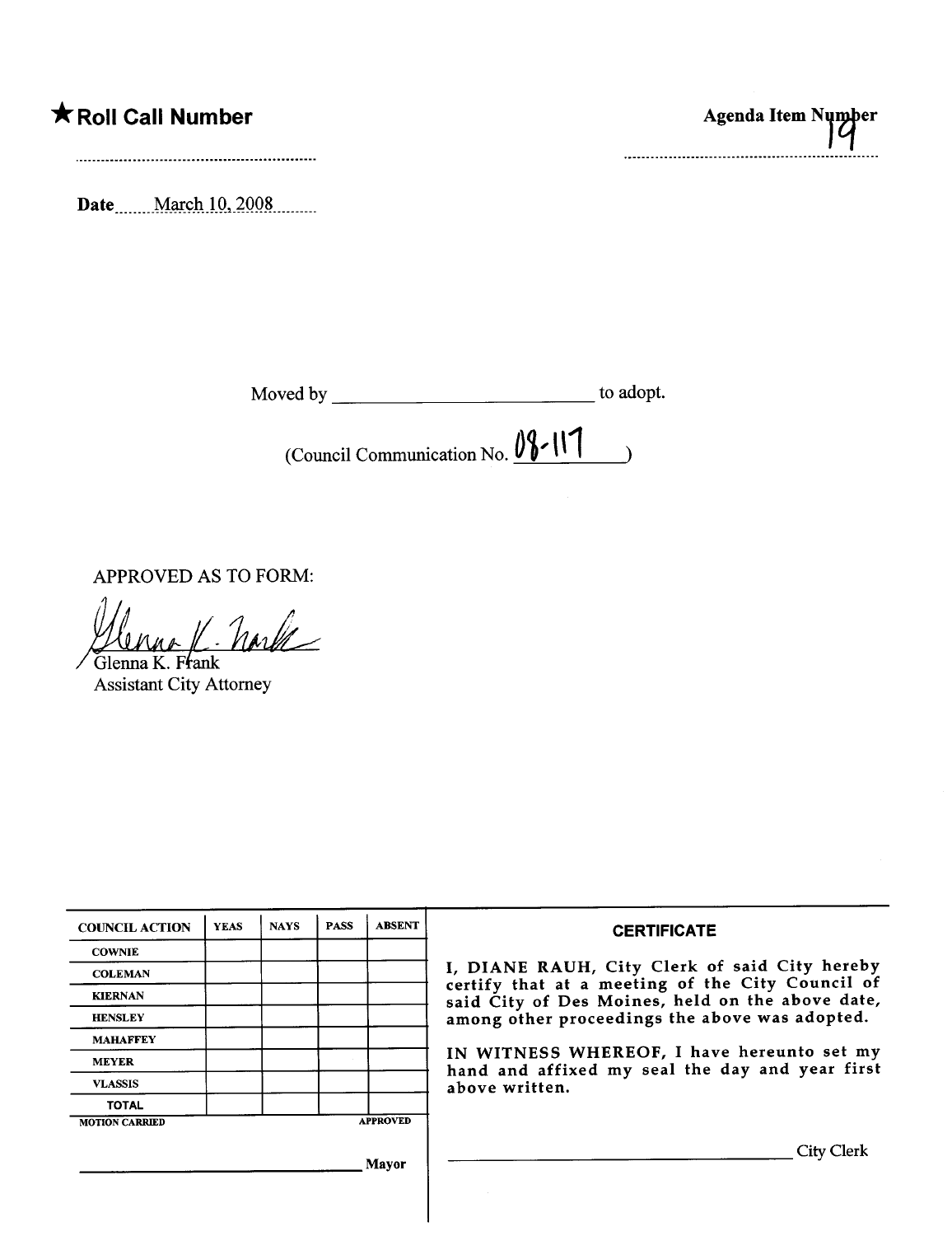★**Roll Call Number**

**Agenda Item Number** 19

**Date** March 10, 2008

Moved by \_\_\_\_\_\_\_\_\_\_\_\_\_\_\_\_\_\_\_\_\_\_\_\_\_\_ to adopt.

(Council Communication No. 08-117)

APPROVED AS TO FORM:

Glenna K. Frank
Assistant City Attorney

| COUNCIL ACTION | YEAS | NAYS | PASS | ABSENT |
|---|---|---|---|---|
| COWNIE | | | | |
| COLEMAN | | | | |
| KIERNAN | | | | |
| HENSLEY | | | | |
| MAHAFFEY | | | | |
| MEYER | | | | |
| VLASSIS | | | | |
| TOTAL | | | | |
| MOTION CARRIED | | | | APPROVED |

\_\_\_\_\_\_\_\_\_\_\_\_\_\_\_\_\_\_\_\_\_\_\_\_\_\_ Mayor

**CERTIFICATE**

I, DIANE RAUH, City Clerk of said City hereby certify that at a meeting of the City Council of said City of Des Moines, held on the above date, among other proceedings the above was adopted.

IN WITNESS WHEREOF, I have hereunto set my hand and affixed my seal the day and year first above written.

\_\_\_\_\_\_\_\_\_\_\_\_\_\_\_\_\_\_\_\_\_\_\_\_\_\_ City Clerk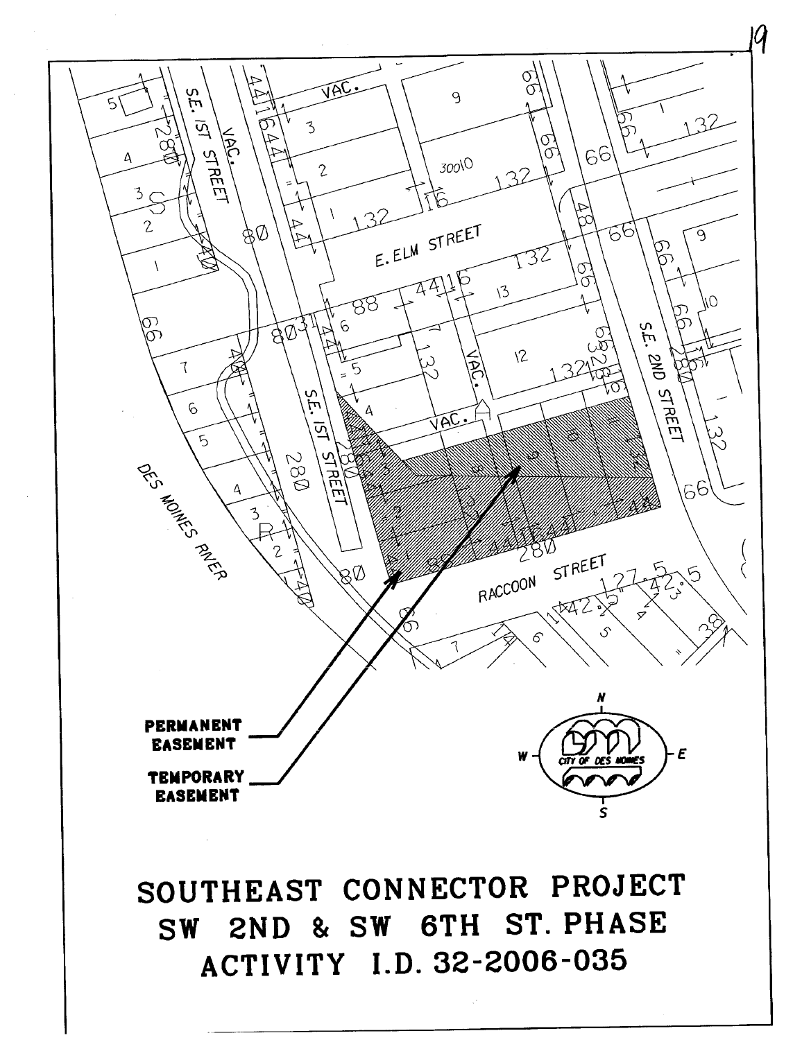PERMANENT EASEMENT

TEMPORARY EASEMENT

# SOUTHEAST CONNECTOR PROJECT
# SW 2ND & SW 6TH ST. PHASE
# ACTIVITY I.D. 32-2006-035